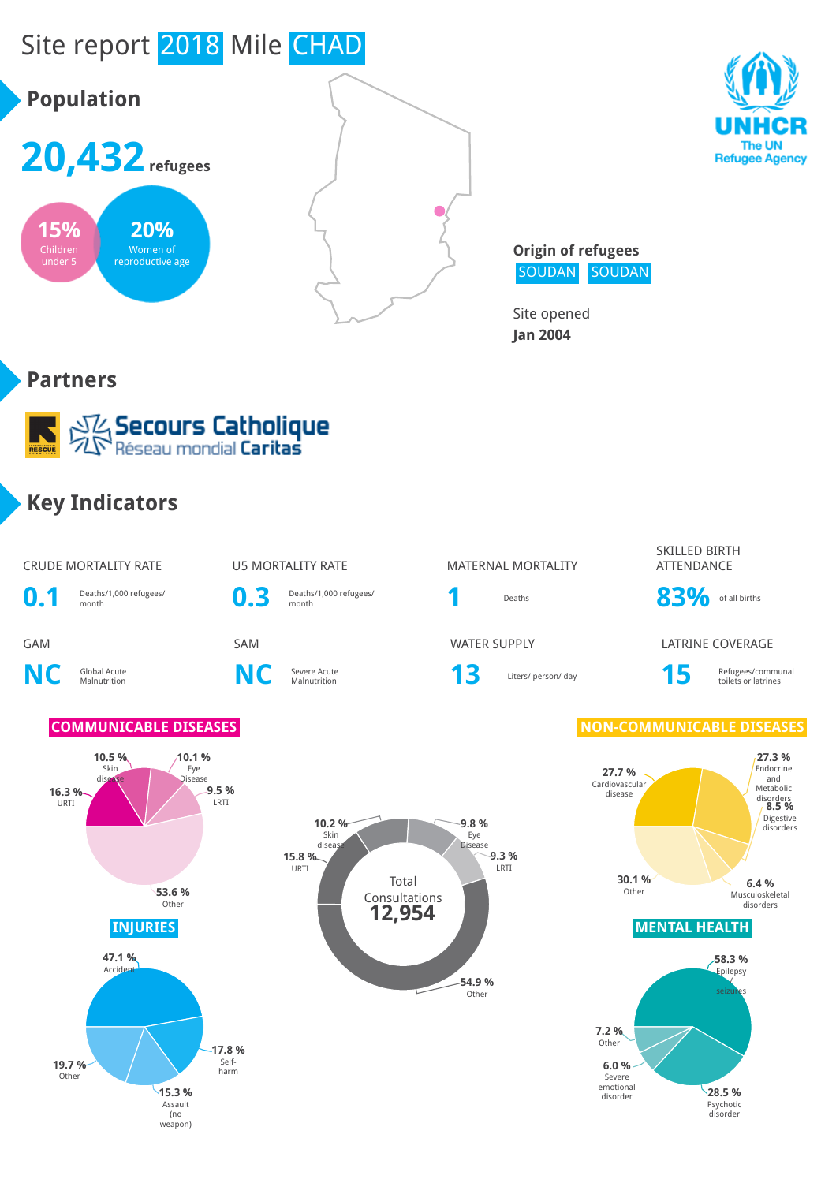# Site report 2018 Mile CHAD

## Population

**20,432** refugees

15% Children under 5

20% Women of reproductive age

**Origin of refugees**

SOUDAN SOUDAN

Site opened

**Jan 2004**

## Partners

Secours Catholique
Réseau mondial Caritas

## Key Indicators

| Indicator | Value | Unit |
|---|---|---|
| CRUDE MORTALITY RATE | 0.1 | Deaths/1,000 refugees/ month |
| U5 MORTALITY RATE | 0.3 | Deaths/1,000 refugees/ month |
| MATERNAL MORTALITY | 1 | Deaths |
| SKILLED BIRTH ATTENDANCE | 83% | of all births |
| GAM | NC | Global Acute Malnutrition |
| SAM | NC | Severe Acute Malnutrition |
| WATER SUPPLY | 13 | Liters/ person/ day |
| LATRINE COVERAGE | 15 | Refugees/communal toilets or latrines |

### COMMUNICABLE DISEASES

- 10.5 % Skin disease
- 10.1 % Eye Disease
- 16.3 % URTI
- 9.5 % LRTI
- 53.6 % Other

### Total Consultations 12,954

- 10.2 % Skin disease
- 9.8 % Eye Disease
- 15.8 % URTI
- 9.3 % LRTI
- 54.9 % Other

### NON-COMMUNICABLE DISEASES

- 27.7 % Cardiovascular disease
- 27.3 % Endocrine and Metabolic disorders
- 8.5 % Digestive disorders
- 30.1 % Other
- 6.4 % Musculoskeletal disorders

### INJURIES

- 47.1 % Accident
- 17.8 % Self-harm
- 19.7 % Other
- 15.3 % Assault (no weapon)

### MENTAL HEALTH

- 58.3 % Epilepsy seizures
- 7.2 % Other
- 6.0 % Severe emotional disorder
- 28.5 % Psychotic disorder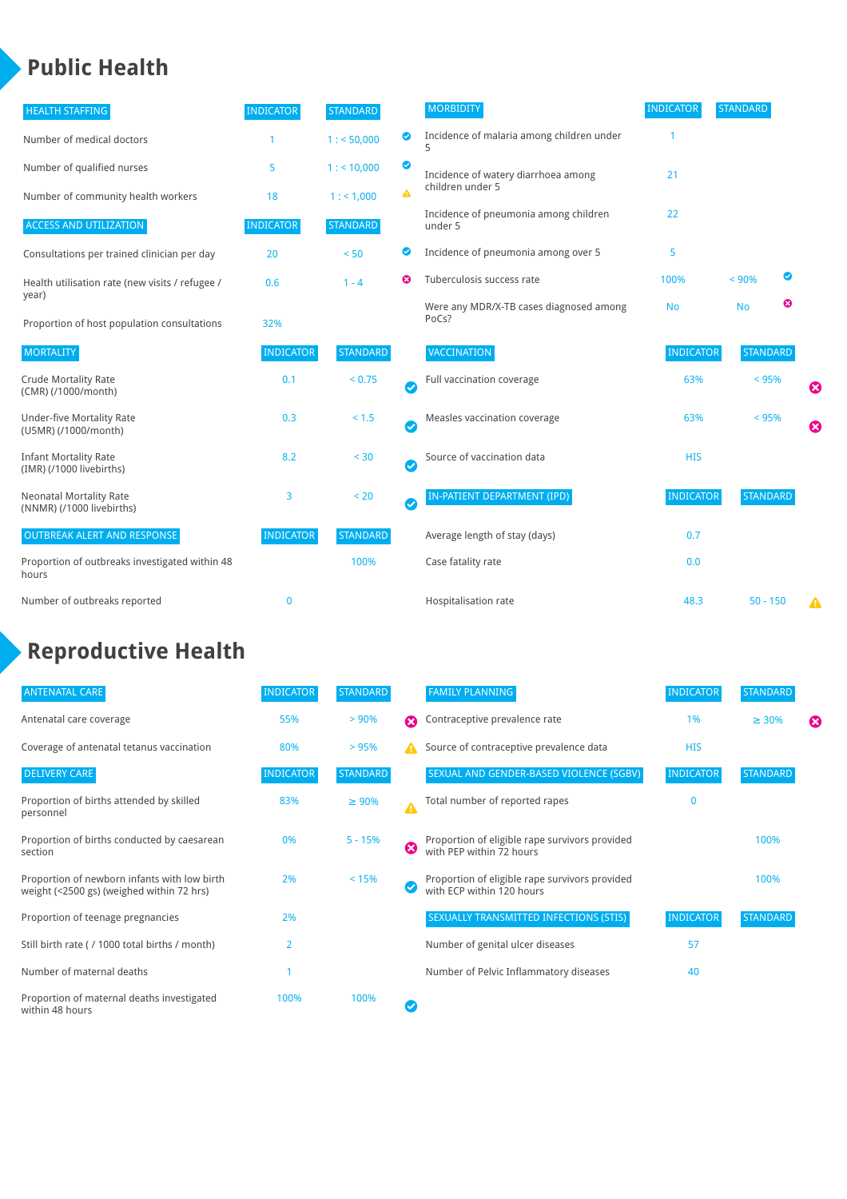# Public Health

| HEALTH STAFFING | INDICATOR | STANDARD | |
|---|---|---|---|
| Number of medical doctors | 1 | 1 : < 50,000 | ✔ |
| Number of qualified nurses | 5 | 1 : < 10,000 | ✔ |
| Number of community health workers | 18 | 1 : < 1,000 | ⚠ |

| ACCESS AND UTILIZATION | INDICATOR | STANDARD | |
|---|---|---|---|
| Consultations per trained clinician per day | 20 | < 50 | ✔ |
| Health utilisation rate (new visits / refugee / year) | 0.6 | 1 - 4 | ✖ |
| Proportion of host population consultations | 32% | | |

| MORTALITY | INDICATOR | STANDARD | |
|---|---|---|---|
| Crude Mortality Rate (CMR) (/1000/month) | 0.1 | < 0.75 | ✔ |
| Under-five Mortality Rate (U5MR) (/1000/month) | 0.3 | < 1.5 | ✔ |
| Infant Mortality Rate (IMR) (/1000 livebirths) | 8.2 | < 30 | ✔ |
| Neonatal Mortality Rate (NNMR) (/1000 livebirths) | 3 | < 20 | ✔ |

| OUTBREAK ALERT AND RESPONSE | INDICATOR | STANDARD |
|---|---|---|
| Proportion of outbreaks investigated within 48 hours | | 100% |
| Number of outbreaks reported | 0 | |

| MORBIDITY | INDICATOR | STANDARD | |
|---|---|---|---|
| Incidence of malaria among children under 5 | 1 | | |
| Incidence of watery diarrhoea among children under 5 | 21 | | |
| Incidence of pneumonia among children under 5 | 22 | | |
| Incidence of pneumonia among over 5 | 5 | | |
| Tuberculosis success rate | 100% | < 90% | ✔ |
| Were any MDR/X-TB cases diagnosed among PoCs? | No | No | ✖ |

| VACCINATION | INDICATOR | STANDARD | |
|---|---|---|---|
| Full vaccination coverage | 63% | < 95% | ✖ |
| Measles vaccination coverage | 63% | < 95% | ✖ |
| Source of vaccination data | HIS | | |

| IN-PATIENT DEPARTMENT (IPD) | INDICATOR | STANDARD | |
|---|---|---|---|
| Average length of stay (days) | 0.7 | | |
| Case fatality rate | 0.0 | | |
| Hospitalisation rate | 48.3 | 50 - 150 | ⚠ |

# Reproductive Health

| ANTENATAL CARE | INDICATOR | STANDARD | |
|---|---|---|---|
| Antenatal care coverage | 55% | > 90% | ✖ |
| Coverage of antenatal tetanus vaccination | 80% | > 95% | ⚠ |

| DELIVERY CARE | INDICATOR | STANDARD | |
|---|---|---|---|
| Proportion of births attended by skilled personnel | 83% | ≥ 90% | ⚠ |
| Proportion of births conducted by caesarean section | 0% | 5 - 15% | ✖ |
| Proportion of newborn infants with low birth weight (<2500 gs) (weighed within 72 hrs) | 2% | < 15% | ✔ |
| Proportion of teenage pregnancies | 2% | | |
| Still birth rate ( / 1000 total births / month) | 2 | | |
| Number of maternal deaths | 1 | | |
| Proportion of maternal deaths investigated within 48 hours | 100% | 100% | ✔ |

| FAMILY PLANNING | INDICATOR | STANDARD | |
|---|---|---|---|
| Contraceptive prevalence rate | 1% | ≥ 30% | ✖ |
| Source of contraceptive prevalence data | HIS | | |

| SEXUAL AND GENDER-BASED VIOLENCE (SGBV) | INDICATOR | STANDARD |
|---|---|---|
| Total number of reported rapes | 0 | |
| Proportion of eligible rape survivors provided with PEP within 72 hours | | 100% |
| Proportion of eligible rape survivors provided with ECP within 120 hours | | 100% |

| SEXUALLY TRANSMITTED INFECTIONS (STIS) | INDICATOR | STANDARD |
|---|---|---|
| Number of genital ulcer diseases | 57 | |
| Number of Pelvic Inflammatory diseases | 40 | |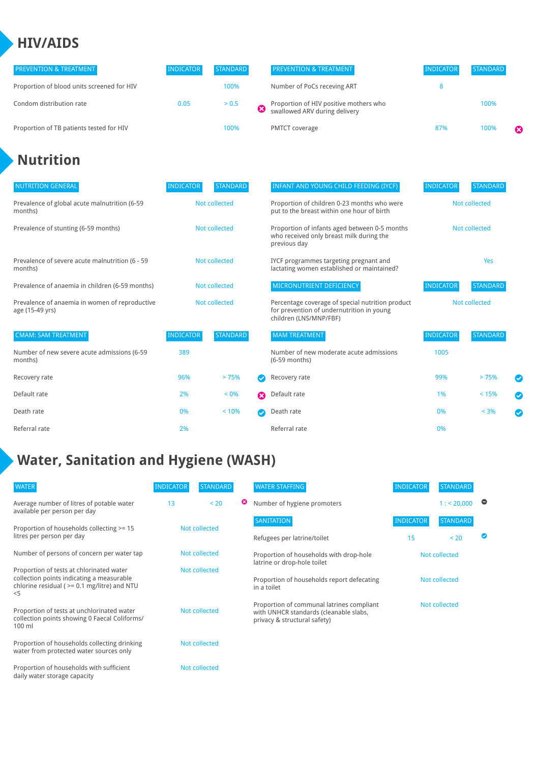# HIV/AIDS

| PREVENTION & TREATMENT | INDICATOR | STANDARD | |
|---|---|---|---|
| Proportion of blood units screened for HIV | | 100% | |
| Condom distribution rate | 0.05 | > 0.5 | ✖ |
| Proportion of TB patients tested for HIV | | 100% | |

| PREVENTION & TREATMENT | INDICATOR | STANDARD | |
|---|---|---|---|
| Number of PoCs receving ART | 8 | | |
| Proportion of HIV positive mothers who swallowed ARV during delivery | | 100% | |
| PMTCT coverage | 87% | 100% | ✖ |

# Nutrition

| NUTRITION GENERAL | INDICATOR | STANDARD |
|---|---|---|
| Prevalence of global acute malnutrition (6-59 months) | Not collected | |
| Prevalence of stunting (6-59 months) | Not collected | |
| Prevalence of severe acute malnutrition (6 - 59 months) | Not collected | |
| Prevalence of anaemia in children (6-59 months) | Not collected | |
| Prevalence of anaemia in women of reproductive age (15-49 yrs) | Not collected | |

| INFANT AND YOUNG CHILD FEEDING (IYCF) | INDICATOR | STANDARD |
|---|---|---|
| Proportion of children 0-23 months who were put to the breast within one hour of birth | Not collected | |
| Proportion of infants aged between 0-5 months who received only breast milk during the previous day | Not collected | |
| IYCF programmes targeting pregnant and lactating women established or maintained? | | Yes |

| MICRONUTRIENT DEFICIENCY | INDICATOR | STANDARD |
|---|---|---|
| Percentage coverage of special nutrition product for prevention of undernutrition in young children (LNS/MNP/FBF) | Not collected | |

| CMAM: SAM TREATMENT | INDICATOR | STANDARD | |
|---|---|---|---|
| Number of new severe acute admissions (6-59 months) | 389 | | |
| Recovery rate | 96% | > 75% | ✔ |
| Default rate | 2% | < 0% | ✖ |
| Death rate | 0% | < 10% | ✔ |
| Referral rate | 2% | | |

| MAM TREATMENT | INDICATOR | STANDARD | |
|---|---|---|---|
| Number of new moderate acute admissions (6-59 months) | 1005 | | |
| Recovery rate | 99% | > 75% | ✔ |
| Default rate | 1% | < 15% | ✔ |
| Death rate | 0% | < 3% | ✔ |
| Referral rate | 0% | | |

# Water, Sanitation and Hygiene (WASH)

| WATER | INDICATOR | STANDARD | |
|---|---|---|---|
| Average number of litres of potable water available per person per day | 13 | < 20 | ✖ |
| Proportion of households collecting >= 15 litres per person per day | Not collected | | |
| Number of persons of concern per water tap | Not collected | | |
| Proportion of tests at chlorinated water collection points indicating a measurable chlorine residual ( >= 0.1 mg/litre) and NTU <5 | Not collected | | |
| Proportion of tests at unchlorinated water collection points showing 0 Faecal Coliforms/ 100 ml | Not collected | | |
| Proportion of households collecting drinking water from protected water sources only | Not collected | | |
| Proportion of households with sufficient daily water storage capacity | Not collected | | |

| WATER STAFFING | INDICATOR | STANDARD | |
|---|---|---|---|
| Number of hygiene promoters | | 1 : < 20,000 | ⊖ |

| SANITATION | INDICATOR | STANDARD | |
|---|---|---|---|
| Refugees per latrine/toilet | 15 | < 20 | ✔ |
| Proportion of households with drop-hole latrine or drop-hole toilet | Not collected | | |
| Proportion of households report defecating in a toilet | Not collected | | |
| Proportion of communal latrines compliant with UNHCR standards (cleanable slabs, privacy & structural safety) | Not collected | | |